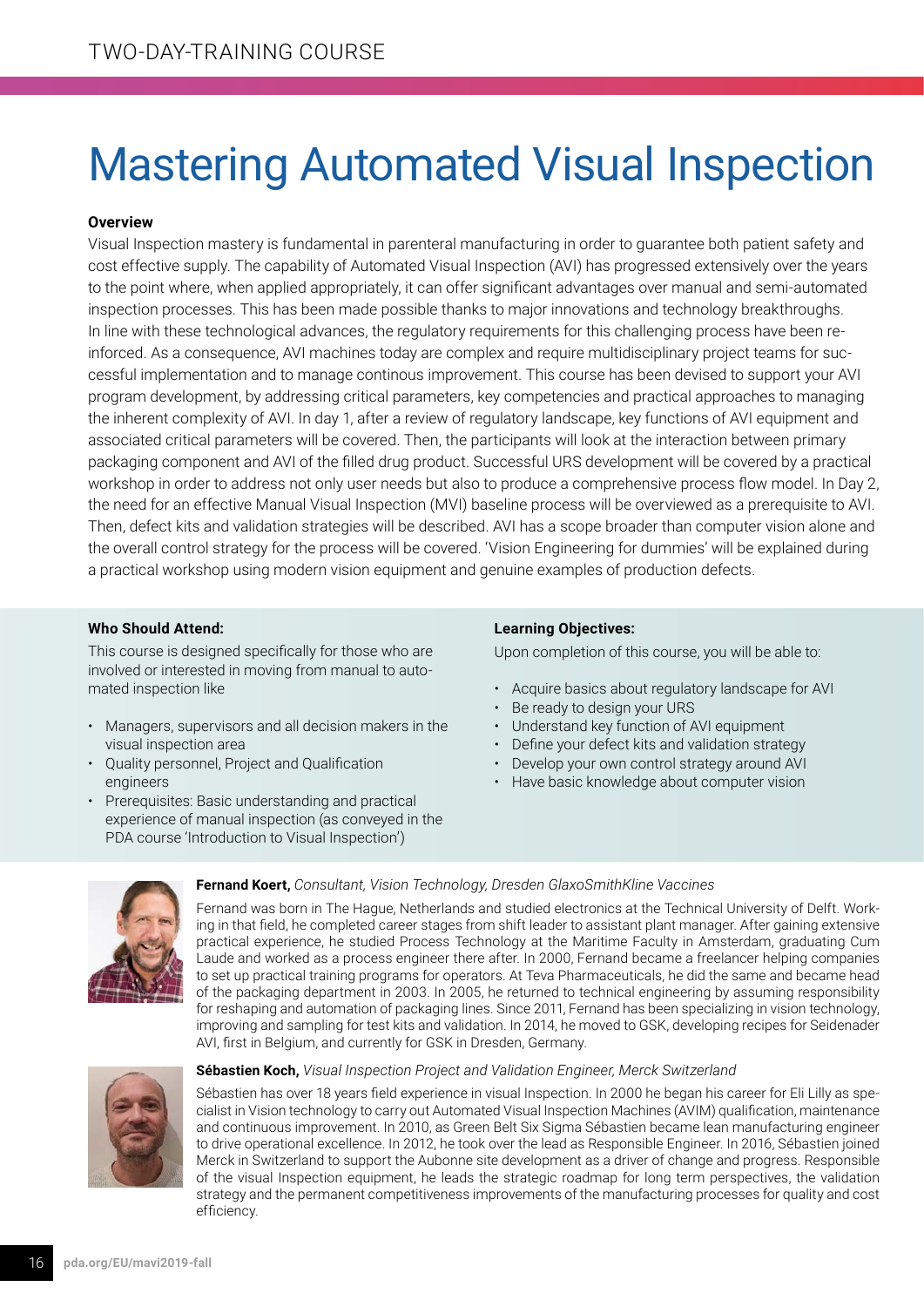TWO-DAY-TRAINING COURSE

# Mastering Automated Visual Inspection

**Overview**

Visual Inspection mastery is fundamental in parenteral manufacturing in order to guarantee both patient safety and cost effective supply. The capability of Automated Visual Inspection (AVI) has progressed extensively over the years to the point where, when applied appropriately, it can offer significant advantages over manual and semi-automated inspection processes. This has been made possible thanks to major innovations and technology breakthroughs. In line with these technological advances, the regulatory requirements for this challenging process have been re-inforced. As a consequence, AVI machines today are complex and require multidisciplinary project teams for successful implementation and to manage continous improvement. This course has been devised to support your AVI program development, by addressing critical parameters, key competencies and practical approaches to managing the inherent complexity of AVI. In day 1, after a review of regulatory landscape, key functions of AVI equipment and associated critical parameters will be covered. Then, the participants will look at the interaction between primary packaging component and AVI of the filled drug product. Successful URS development will be covered by a practical workshop in order to address not only user needs but also to produce a comprehensive process flow model. In Day 2, the need for an effective Manual Visual Inspection (MVI) baseline process will be overviewed as a prerequisite to AVI. Then, defect kits and validation strategies will be described. AVI has a scope broader than computer vision alone and the overall control strategy for the process will be covered. 'Vision Engineering for dummies' will be explained during a practical workshop using modern vision equipment and genuine examples of production defects.

**Who Should Attend:**

This course is designed specifically for those who are involved or interested in moving from manual to automated inspection like

- Managers, supervisors and all decision makers in the visual inspection area
- Quality personnel, Project and Qualification engineers
- Prerequisites: Basic understanding and practical experience of manual inspection (as conveyed in the PDA course 'Introduction to Visual Inspection')

**Learning Objectives:**

Upon completion of this course, you will be able to:

- Acquire basics about regulatory landscape for AVI
- Be ready to design your URS
- Understand key function of AVI equipment
- Define your defect kits and validation strategy
- Develop your own control strategy around AVI
- Have basic knowledge about computer vision

**Fernand Koert,** *Consultant, Vision Technology, Dresden GlaxoSmithKline Vaccines*

Fernand was born in The Hague, Netherlands and studied electronics at the Technical University of Delft. Working in that field, he completed career stages from shift leader to assistant plant manager. After gaining extensive practical experience, he studied Process Technology at the Maritime Faculty in Amsterdam, graduating Cum Laude and worked as a process engineer there after. In 2000, Fernand became a freelancer helping companies to set up practical training programs for operators. At Teva Pharmaceuticals, he did the same and became head of the packaging department in 2003. In 2005, he returned to technical engineering by assuming responsibility for reshaping and automation of packaging lines. Since 2011, Fernand has been specializing in vision technology, improving and sampling for test kits and validation. In 2014, he moved to GSK, developing recipes for Seidenader AVI, first in Belgium, and currently for GSK in Dresden, Germany.

**Sébastien Koch,** *Visual Inspection Project and Validation Engineer, Merck Switzerland*

Sébastien has over 18 years field experience in visual Inspection. In 2000 he began his career for Eli Lilly as specialist in Vision technology to carry out Automated Visual Inspection Machines (AVIM) qualification, maintenance and continuous improvement. In 2010, as Green Belt Six Sigma Sébastien became lean manufacturing engineer to drive operational excellence. In 2012, he took over the lead as Responsible Engineer. In 2016, Sébastien joined Merck in Switzerland to support the Aubonne site development as a driver of change and progress. Responsible of the visual Inspection equipment, he leads the strategic roadmap for long term perspectives, the validation strategy and the permanent competitiveness improvements of the manufacturing processes for quality and cost efficiency.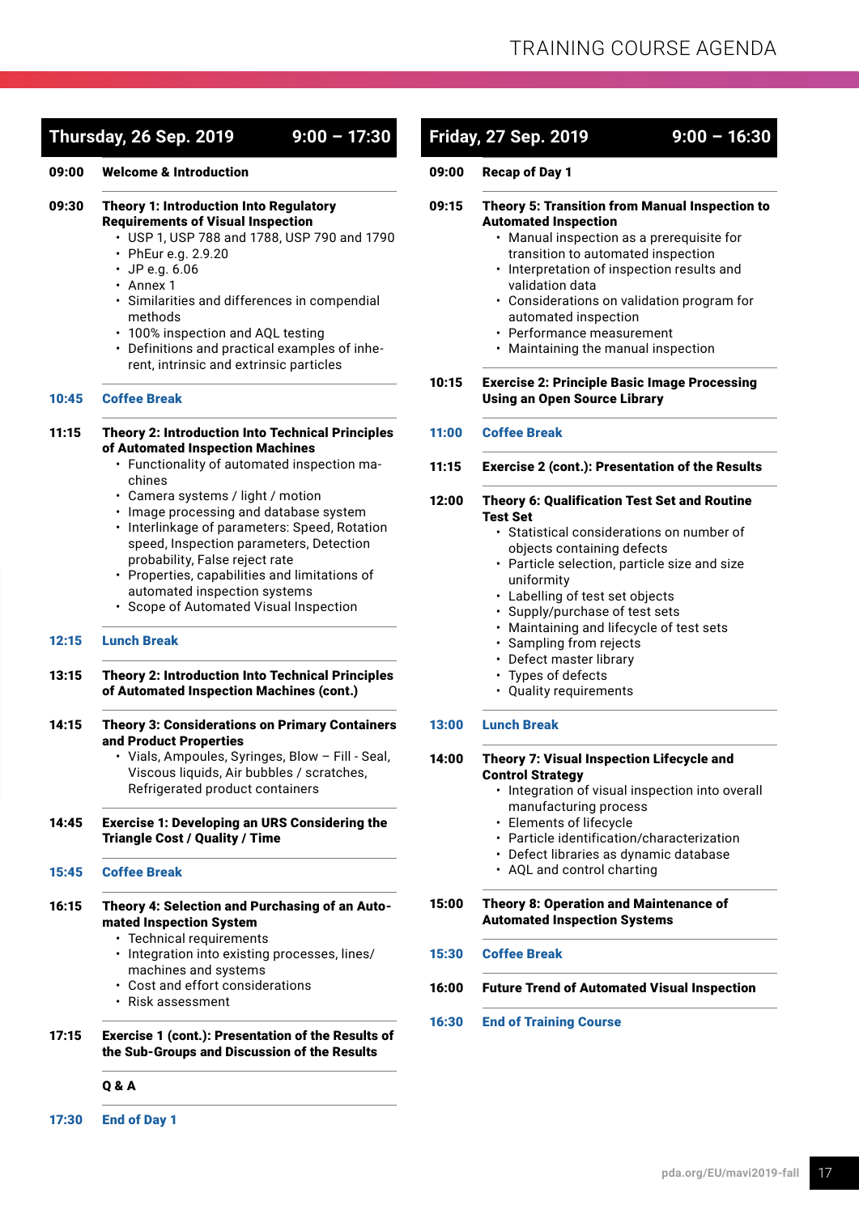# TRAINING COURSE AGENDA

## Thursday, 26 Sep. 2019 — 9:00 – 17:30

**09:00** **Welcome & Introduction**

**09:30** **Theory 1: Introduction Into Regulatory Requirements of Visual Inspection**

- USP 1, USP 788 and 1788, USP 790 and 1790
- PhEur e.g. 2.9.20
- JP e.g. 6.06
- Annex 1
- Similarities and differences in compendial methods
- 100% inspection and AQL testing
- Definitions and practical examples of inherent, intrinsic and extrinsic particles

**10:45** **Coffee Break**

**11:15** **Theory 2: Introduction Into Technical Principles of Automated Inspection Machines**

- Functionality of automated inspection machines
- Camera systems / light / motion
- Image processing and database system
- Interlinkage of parameters: Speed, Rotation speed, Inspection parameters, Detection probability, False reject rate
- Properties, capabilities and limitations of automated inspection systems
- Scope of Automated Visual Inspection

**12:15** **Lunch Break**

**13:15** **Theory 2: Introduction Into Technical Principles of Automated Inspection Machines (cont.)**

**14:15** **Theory 3: Considerations on Primary Containers and Product Properties**

- Vials, Ampoules, Syringes, Blow – Fill - Seal, Viscous liquids, Air bubbles / scratches, Refrigerated product containers

**14:45** **Exercise 1: Developing an URS Considering the Triangle Cost / Quality / Time**

**15:45** **Coffee Break**

**16:15** **Theory 4: Selection and Purchasing of an Automated Inspection System**

- Technical requirements
- Integration into existing processes, lines/ machines and systems
- Cost and effort considerations
- Risk assessment

**17:15** **Exercise 1 (cont.): Presentation of the Results of the Sub-Groups and Discussion of the Results**

**Q & A**

**17:30** **End of Day 1**

## Friday, 27 Sep. 2019 — 9:00 – 16:30

**09:00** **Recap of Day 1**

**09:15** **Theory 5: Transition from Manual Inspection to Automated Inspection**

- Manual inspection as a prerequisite for transition to automated inspection
- Interpretation of inspection results and validation data
- Considerations on validation program for automated inspection
- Performance measurement
- Maintaining the manual inspection

**10:15** **Exercise 2: Principle Basic Image Processing Using an Open Source Library**

**11:00** **Coffee Break**

**11:15** **Exercise 2 (cont.): Presentation of the Results**

**12:00** **Theory 6: Qualification Test Set and Routine Test Set**

- Statistical considerations on number of objects containing defects
- Particle selection, particle size and size uniformity
- Labelling of test set objects
- Supply/purchase of test sets
- Maintaining and lifecycle of test sets
- Sampling from rejects
- Defect master library
- Types of defects
- Quality requirements

**13:00** **Lunch Break**

**14:00** **Theory 7: Visual Inspection Lifecycle and Control Strategy**

- Integration of visual inspection into overall manufacturing process
- Elements of lifecycle
- Particle identification/characterization
- Defect libraries as dynamic database
- AQL and control charting

**15:00** **Theory 8: Operation and Maintenance of Automated Inspection Systems**

**15:30** **Coffee Break**

**16:00** **Future Trend of Automated Visual Inspection**

**16:30** **End of Training Course**

pda.org/EU/mavi2019-fall